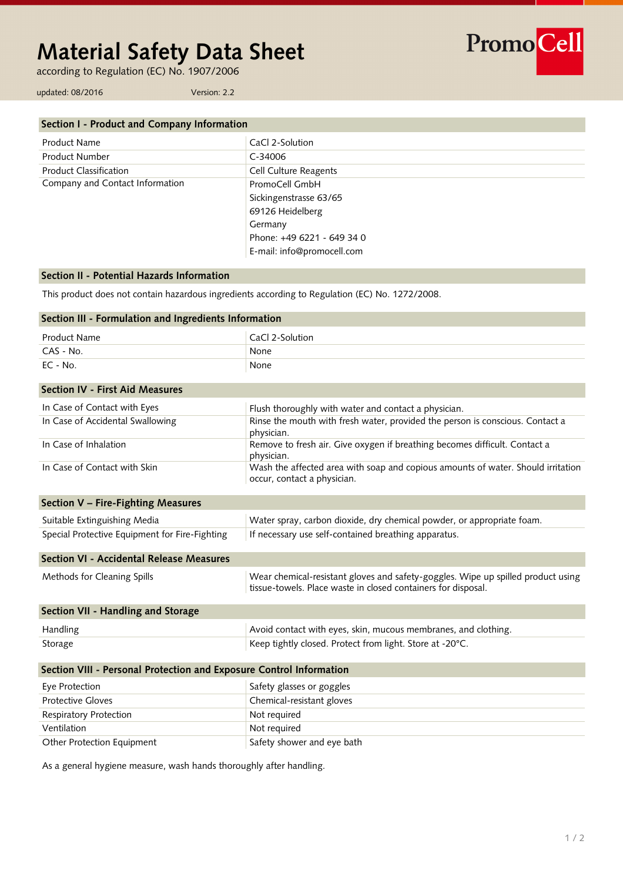# Material Safety Data Sheet

according to Regulation (EC) No. 1907/2006

updated: 08/2016 Version: 2.2

PromoCell

## Section I - Product and Company Information

| | |
|---|---|
| Product Name | CaCl 2-Solution |
| Product Number | C-34006 |
| Product Classification | Cell Culture Reagents |
| Company and Contact Information | PromoCell GmbH<br>Sickingenstrasse 63/65<br>69126 Heidelberg<br>Germany<br>Phone: +49 6221 - 649 34 0<br>E-mail: info@promocell.com |

## Section II - Potential Hazards Information

This product does not contain hazardous ingredients according to Regulation (EC) No. 1272/2008.

## Section III - Formulation and Ingredients Information

| | |
|---|---|
| Product Name | CaCl 2-Solution |
| CAS - No. | None |
| EC - No. | None |

## Section IV - First Aid Measures

| | |
|---|---|
| In Case of Contact with Eyes | Flush thoroughly with water and contact a physician. |
| In Case of Accidental Swallowing | Rinse the mouth with fresh water, provided the person is conscious. Contact a physician. |
| In Case of Inhalation | Remove to fresh air. Give oxygen if breathing becomes difficult. Contact a physician. |
| In Case of Contact with Skin | Wash the affected area with soap and copious amounts of water. Should irritation occur, contact a physician. |

## Section V – Fire-Fighting Measures

| | |
|---|---|
| Suitable Extinguishing Media | Water spray, carbon dioxide, dry chemical powder, or appropriate foam. |
| Special Protective Equipment for Fire-Fighting | If necessary use self-contained breathing apparatus. |

## Section VI - Accidental Release Measures

| | |
|---|---|
| Methods for Cleaning Spills | Wear chemical-resistant gloves and safety-goggles. Wipe up spilled product using tissue-towels. Place waste in closed containers for disposal. |

## Section VII - Handling and Storage

| | |
|---|---|
| Handling | Avoid contact with eyes, skin, mucous membranes, and clothing. |
| Storage | Keep tightly closed. Protect from light. Store at -20°C. |

## Section VIII - Personal Protection and Exposure Control Information

| | |
|---|---|
| Eye Protection | Safety glasses or goggles |
| Protective Gloves | Chemical-resistant gloves |
| Respiratory Protection | Not required |
| Ventilation | Not required |
| Other Protection Equipment | Safety shower and eye bath |

As a general hygiene measure, wash hands thoroughly after handling.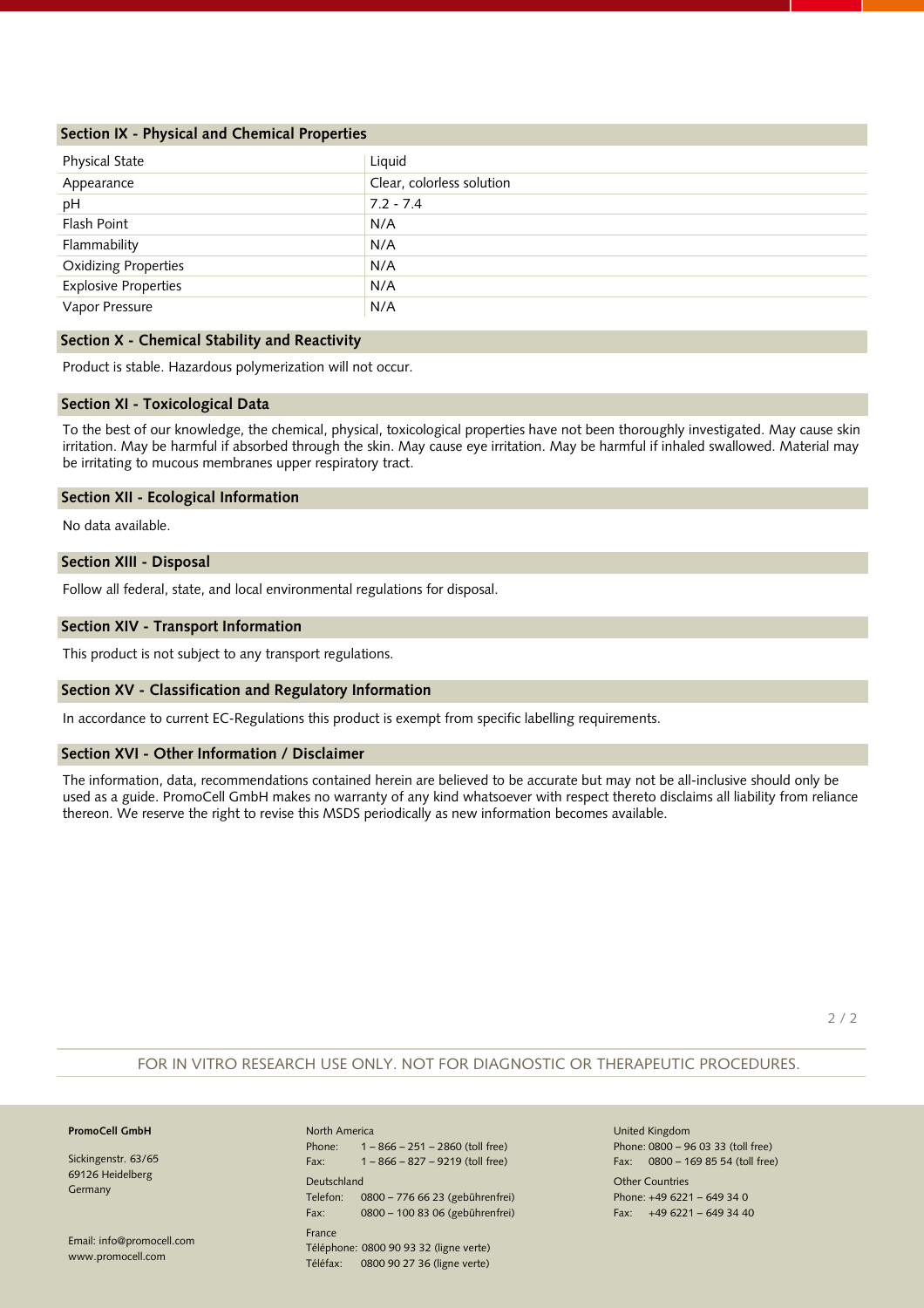## Section IX - Physical and Chemical Properties

| | |
|---|---|
| Physical State | Liquid |
| Appearance | Clear, colorless solution |
| pH | 7.2 - 7.4 |
| Flash Point | N/A |
| Flammability | N/A |
| Oxidizing Properties | N/A |
| Explosive Properties | N/A |
| Vapor Pressure | N/A |

## Section X - Chemical Stability and Reactivity

Product is stable. Hazardous polymerization will not occur.

## Section XI - Toxicological Data

To the best of our knowledge, the chemical, physical, toxicological properties have not been thoroughly investigated. May cause skin irritation. May be harmful if absorbed through the skin. May cause eye irritation. May be harmful if inhaled swallowed. Material may be irritating to mucous membranes upper respiratory tract.

## Section XII - Ecological Information

No data available.

## Section XIII - Disposal

Follow all federal, state, and local environmental regulations for disposal.

## Section XIV - Transport Information

This product is not subject to any transport regulations.

## Section XV - Classification and Regulatory Information

In accordance to current EC-Regulations this product is exempt from specific labelling requirements.

## Section XVI - Other Information / Disclaimer

The information, data, recommendations contained herein are believed to be accurate but may not be all-inclusive should only be used as a guide. PromoCell GmbH makes no warranty of any kind whatsoever with respect thereto disclaims all liability from reliance thereon. We reserve the right to revise this MSDS periodically as new information becomes available.

FOR IN VITRO RESEARCH USE ONLY. NOT FOR DIAGNOSTIC OR THERAPEUTIC PROCEDURES.

**PromoCell GmbH**

Sickingenstr. 63/65
69126 Heidelberg
Germany

Email: info@promocell.com
www.promocell.com

North America
Phone: 1 – 866 – 251 – 2860 (toll free)
Fax: 1 – 866 – 827 – 9219 (toll free)

Deutschland
Telefon: 0800 – 776 66 23 (gebührenfrei)
Fax: 0800 – 100 83 06 (gebührenfrei)

France
Téléphone: 0800 90 93 32 (ligne verte)
Téléfax: 0800 90 27 36 (ligne verte)

United Kingdom
Phone: 0800 – 96 03 33 (toll free)
Fax: 0800 – 169 85 54 (toll free)

Other Countries
Phone: +49 6221 – 649 34 0
Fax: +49 6221 – 649 34 40